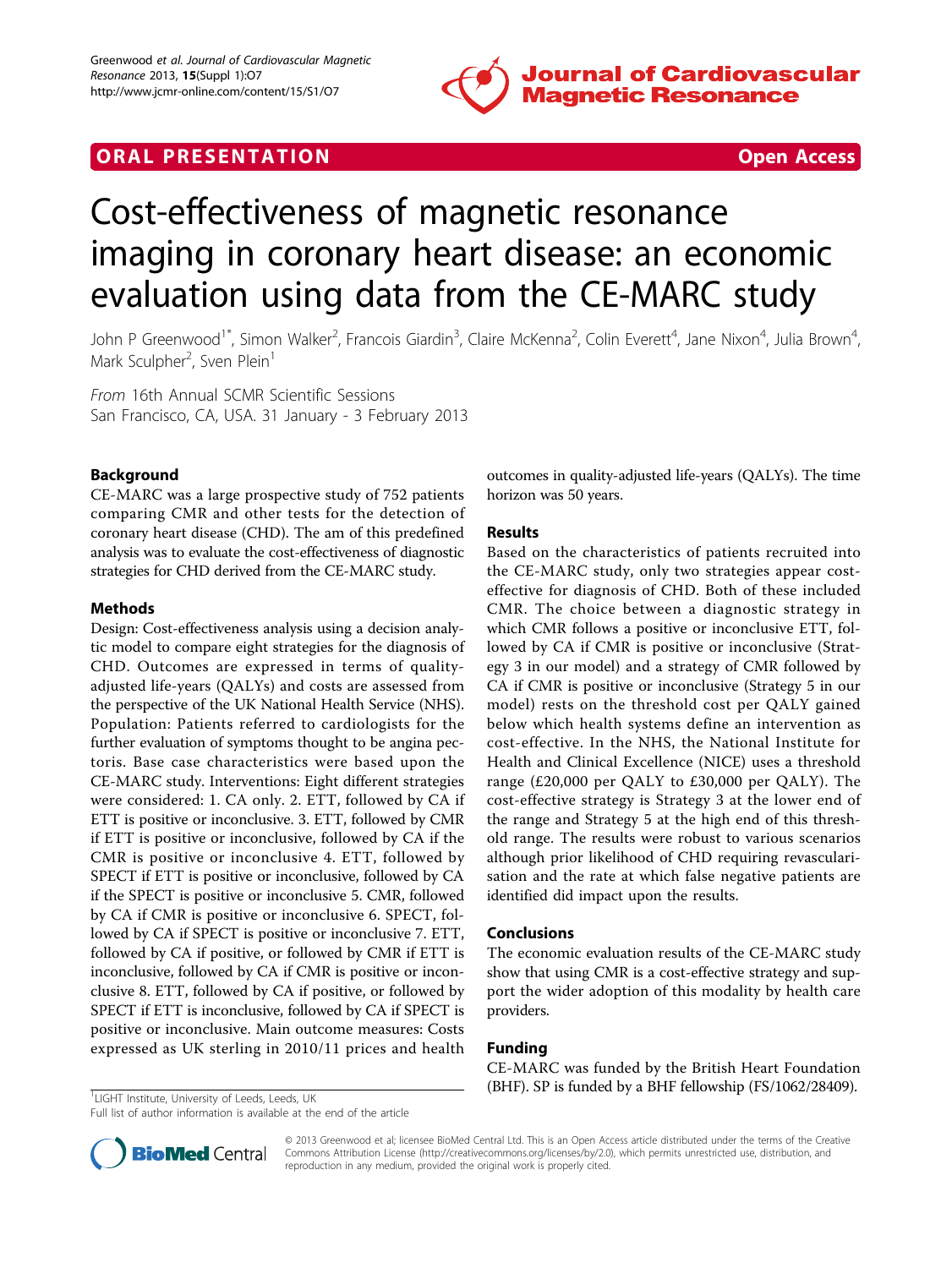ORAL PRESENTATION **Open Access**

# Cost-effectiveness of magnetic resonance imaging in coronary heart disease: an economic evaluation using data from the CE-MARC study

John P Greenwood[1*], Simon Walker[2], Francois Giardin[3], Claire McKenna[2], Colin Everett[4], Jane Nixon[4], Julia Brown[4], Mark Sculpher[2], Sven Plein[1]

*From* 16th Annual SCMR Scientific Sessions
San Francisco, CA, USA. 31 January - 3 February 2013

## Background

CE-MARC was a large prospective study of 752 patients comparing CMR and other tests for the detection of coronary heart disease (CHD). The am of this predefined analysis was to evaluate the cost-effectiveness of diagnostic strategies for CHD derived from the CE-MARC study.

## Methods

Design: Cost-effectiveness analysis using a decision analytic model to compare eight strategies for the diagnosis of CHD. Outcomes are expressed in terms of quality-adjusted life-years (QALYs) and costs are assessed from the perspective of the UK National Health Service (NHS). Population: Patients referred to cardiologists for the further evaluation of symptoms thought to be angina pectoris. Base case characteristics were based upon the CE-MARC study. Interventions: Eight different strategies were considered: 1. CA only. 2. ETT, followed by CA if ETT is positive or inconclusive. 3. ETT, followed by CMR if ETT is positive or inconclusive, followed by CA if the CMR is positive or inconclusive 4. ETT, followed by SPECT if ETT is positive or inconclusive, followed by CA if the SPECT is positive or inconclusive 5. CMR, followed by CA if CMR is positive or inconclusive 6. SPECT, followed by CA if SPECT is positive or inconclusive 7. ETT, followed by CA if positive, or followed by CMR if ETT is inconclusive, followed by CA if CMR is positive or inconclusive 8. ETT, followed by CA if positive, or followed by SPECT if ETT is inconclusive, followed by CA if SPECT is positive or inconclusive. Main outcome measures: Costs expressed as UK sterling in 2010/11 prices and health outcomes in quality-adjusted life-years (QALYs). The time horizon was 50 years.

## Results

Based on the characteristics of patients recruited into the CE-MARC study, only two strategies appear cost-effective for diagnosis of CHD. Both of these included CMR. The choice between a diagnostic strategy in which CMR follows a positive or inconclusive ETT, followed by CA if CMR is positive or inconclusive (Strategy 3 in our model) and a strategy of CMR followed by CA if CMR is positive or inconclusive (Strategy 5 in our model) rests on the threshold cost per QALY gained below which health systems define an intervention as cost-effective. In the NHS, the National Institute for Health and Clinical Excellence (NICE) uses a threshold range (£20,000 per QALY to £30,000 per QALY). The cost-effective strategy is Strategy 3 at the lower end of the range and Strategy 5 at the high end of this threshold range. The results were robust to various scenarios although prior likelihood of CHD requiring revascularisation and the rate at which false negative patients are identified did impact upon the results.

## Conclusions

The economic evaluation results of the CE-MARC study show that using CMR is a cost-effective strategy and support the wider adoption of this modality by health care providers.

## Funding

CE-MARC was funded by the British Heart Foundation (BHF). SP is funded by a BHF fellowship (FS/1062/28409).

[1]LIGHT Institute, University of Leeds, Leeds, UK
Full list of author information is available at the end of the article

© 2013 Greenwood et al; licensee BioMed Central Ltd. This is an Open Access article distributed under the terms of the Creative Commons Attribution License (http://creativecommons.org/licenses/by/2.0), which permits unrestricted use, distribution, and reproduction in any medium, provided the original work is properly cited.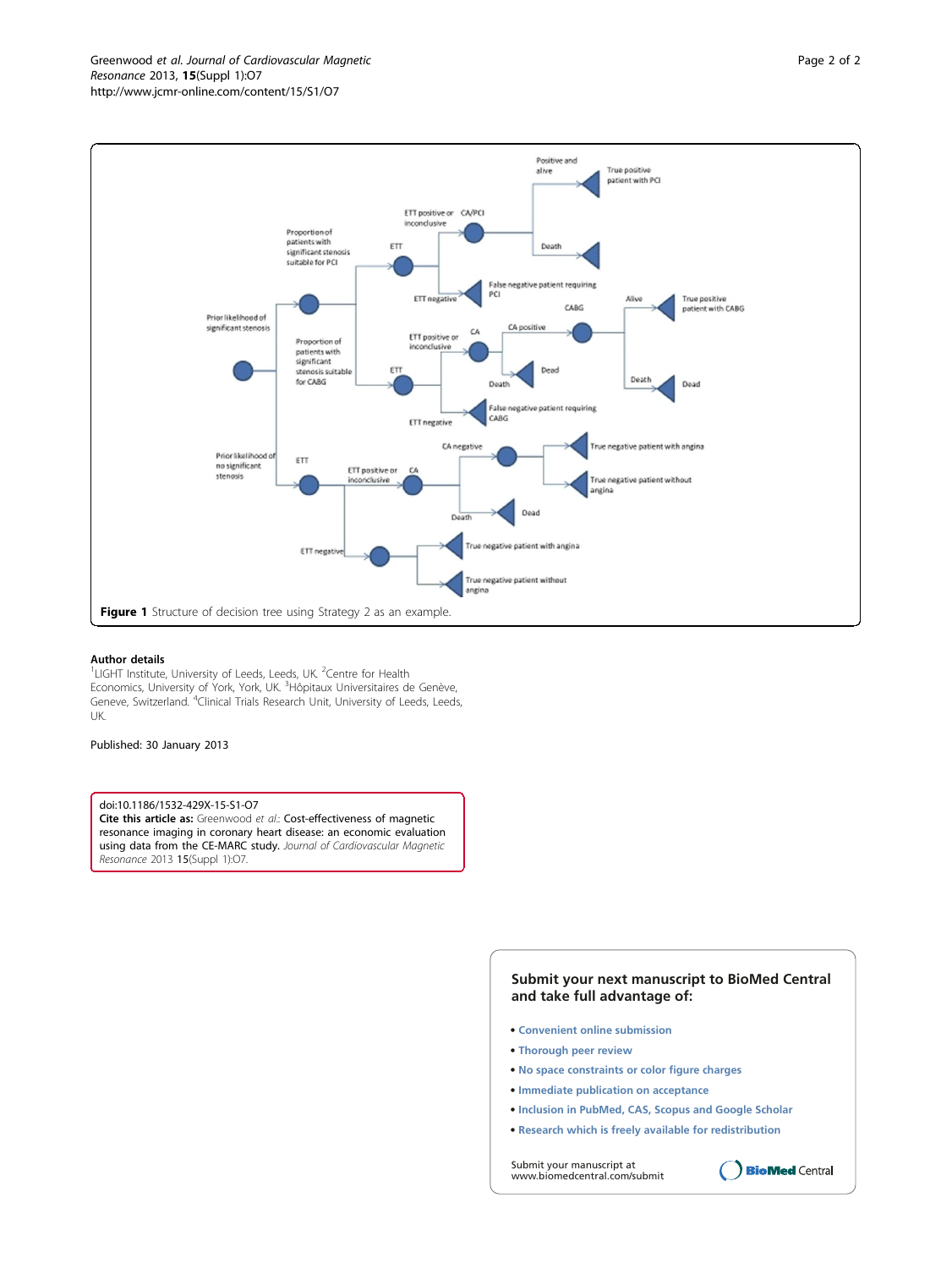Positive and alive

True positive patient with PCI

ETT positive or inconclusive

CA/PCI

Proportion of patients with significant stenosis suitable for PCI

ETT

Death

False negative patient requiring PCI

ETT negative

CABG

Alive

True positive patient with CABG

Prior likelihood of significant stenosis

Proportion of patients with significant stenosis suitable for CABG

ETT positive or inconclusive

CA

CA positive

Dead

ETT

Death

Death

Dead

False negative patient requiring CABG

ETT negative

CA negative

True negative patient with angina

Prior likelihood of no significant stenosis

ETT

ETT positive or inconclusive

CA

True negative patient without angina

Death

Dead

ETT negative

True negative patient with angina

True negative patient without angina

**Figure 1** Structure of decision tree using Strategy 2 as an example.

### Author details

[1]LIGHT Institute, University of Leeds, Leeds, UK. [2]Centre for Health Economics, University of York, York, UK. [3]Hôpitaux Universitaires de Genève, Geneve, Switzerland. [4]Clinical Trials Research Unit, University of Leeds, Leeds, UK.

Published: 30 January 2013

doi:10.1186/1532-429X-15-S1-O7

**Cite this article as:** Greenwood *et al.*: Cost-effectiveness of magnetic resonance imaging in coronary heart disease: an economic evaluation using data from the CE-MARC study. *Journal of Cardiovascular Magnetic Resonance* 2013 **15**(Suppl 1):O7.

**Submit your next manuscript to BioMed Central and take full advantage of:**

- Convenient online submission
- Thorough peer review
- No space constraints or color figure charges
- Immediate publication on acceptance
- Inclusion in PubMed, CAS, Scopus and Google Scholar
- Research which is freely available for redistribution

Submit your manuscript at www.biomedcentral.com/submit

BioMed Central